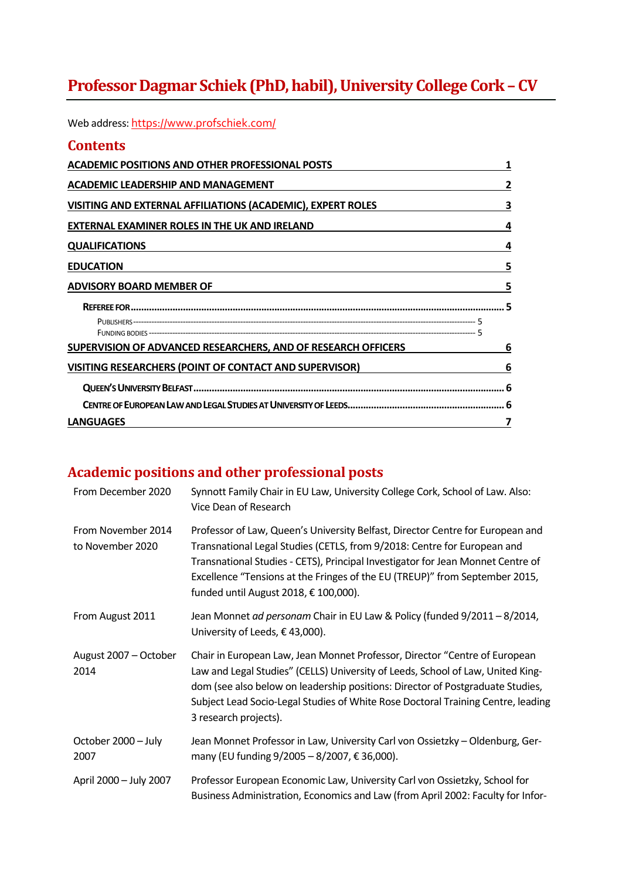# Professor Dagmar Schiek (PhD, habil), University College Cork – CV

Web address: https://www.profschiek.com/

## Contents

- ACADEMIC POSITIONS AND OTHER PROFESSIONAL POSTS — 1
- ACADEMIC LEADERSHIP AND MANAGEMENT — 2
- VISITING AND EXTERNAL AFFILIATIONS (ACADEMIC), EXPERT ROLES — 3
- EXTERNAL EXAMINER ROLES IN THE UK AND IRELAND — 4
- QUALIFICATIONS — 4
- EDUCATION — 5
- ADVISORY BOARD MEMBER OF — 5
  - REFEREE FOR — 5
    - PUBLISHERS — 5
    - FUNDING BODIES — 5
- SUPERVISION OF ADVANCED RESEARCHERS, AND OF RESEARCH OFFICERS — 6
- VISITING RESEARCHERS (POINT OF CONTACT AND SUPERVISOR) — 6
  - QUEEN'S UNIVERSITY BELFAST — 6
  - CENTRE OF EUROPEAN LAW AND LEGAL STUDIES AT UNIVERSITY OF LEEDS — 6
- LANGUAGES — 7

## Academic positions and other professional posts

| | |
|---|---|
| From December 2020 | Synnott Family Chair in EU Law, University College Cork, School of Law. Also: Vice Dean of Research |
| From November 2014 to November 2020 | Professor of Law, Queen's University Belfast, Director Centre for European and Transnational Legal Studies (CETLS, from 9/2018: Centre for European and Transnational Studies - CETS), Principal Investigator for Jean Monnet Centre of Excellence "Tensions at the Fringes of the EU (TREUP)" from September 2015, funded until August 2018, € 100,000). |
| From August 2011 | Jean Monnet *ad personam* Chair in EU Law & Policy (funded 9/2011 – 8/2014, University of Leeds, € 43,000). |
| August 2007 – October 2014 | Chair in European Law, Jean Monnet Professor, Director "Centre of European Law and Legal Studies" (CELLS) University of Leeds, School of Law, United Kingdom (see also below on leadership positions: Director of Postgraduate Studies, Subject Lead Socio-Legal Studies of White Rose Doctoral Training Centre, leading 3 research projects). |
| October 2000 – July 2007 | Jean Monnet Professor in Law, University Carl von Ossietzky – Oldenburg, Germany (EU funding 9/2005 – 8/2007, € 36,000). |
| April 2000 – July 2007 | Professor European Economic Law, University Carl von Ossietzky, School for Business Administration, Economics and Law (from April 2002: Faculty for Infor- |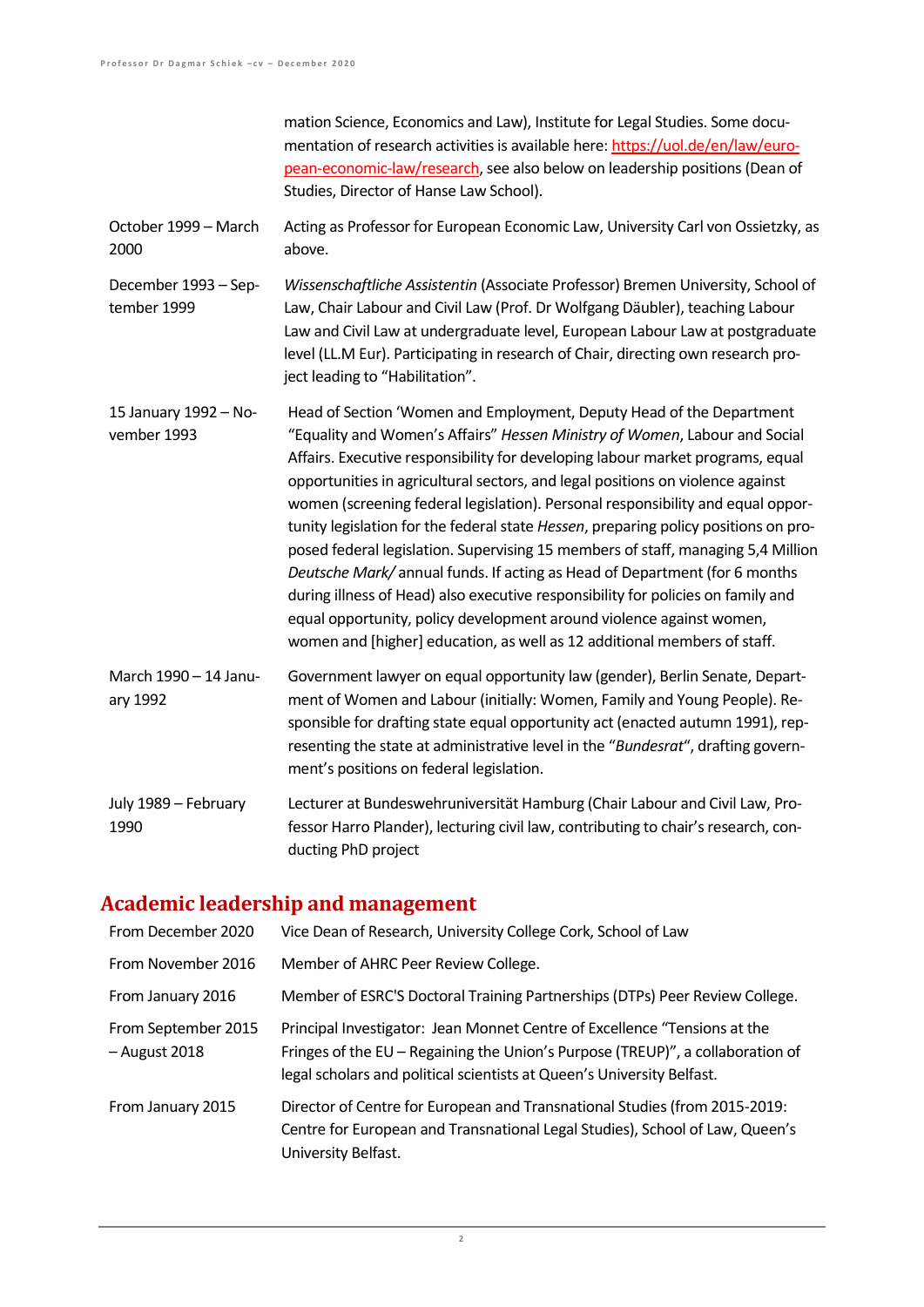mation Science, Economics and Law), Institute for Legal Studies. Some documentation of research activities is available here: https://uol.de/en/law/european-economic-law/research, see also below on leadership positions (Dean of Studies, Director of Hanse Law School).

| | |
|---|---|
| October 1999 – March 2000 | Acting as Professor for European Economic Law, University Carl von Ossietzky, as above. |
| December 1993 – September 1999 | *Wissenschaftliche Assistentin* (Associate Professor) Bremen University, School of Law, Chair Labour and Civil Law (Prof. Dr Wolfgang Däubler), teaching Labour Law and Civil Law at undergraduate level, European Labour Law at postgraduate level (LL.M Eur). Participating in research of Chair, directing own research project leading to "Habilitation". |
| 15 January 1992 – November 1993 | Head of Section 'Women and Employment, Deputy Head of the Department "Equality and Women's Affairs" *Hessen Ministry of Women*, Labour and Social Affairs. Executive responsibility for developing labour market programs, equal opportunities in agricultural sectors, and legal positions on violence against women (screening federal legislation). Personal responsibility and equal opportunity legislation for the federal state *Hessen*, preparing policy positions on proposed federal legislation. Supervising 15 members of staff, managing 5,4 Million *Deutsche Mark/* annual funds. If acting as Head of Department (for 6 months during illness of Head) also executive responsibility for policies on family and equal opportunity, policy development around violence against women, women and [higher] education, as well as 12 additional members of staff. |
| March 1990 – 14 January 1992 | Government lawyer on equal opportunity law (gender), Berlin Senate, Department of Women and Labour (initially: Women, Family and Young People). Responsible for drafting state equal opportunity act (enacted autumn 1991), representing the state at administrative level in the "*Bundesrat*", drafting government's positions on federal legislation. |
| July 1989 – February 1990 | Lecturer at Bundeswehruniversität Hamburg (Chair Labour and Civil Law, Professor Harro Plander), lecturing civil law, contributing to chair's research, conducting PhD project |

## Academic leadership and management

| | |
|---|---|
| From December 2020 | Vice Dean of Research, University College Cork, School of Law |
| From November 2016 | Member of AHRC Peer Review College. |
| From January 2016 | Member of ESRC'S Doctoral Training Partnerships (DTPs) Peer Review College. |
| From September 2015 – August 2018 | Principal Investigator: Jean Monnet Centre of Excellence "Tensions at the Fringes of the EU – Regaining the Union's Purpose (TREUP)", a collaboration of legal scholars and political scientists at Queen's University Belfast. |
| From January 2015 | Director of Centre for European and Transnational Studies (from 2015-2019: Centre for European and Transnational Legal Studies), School of Law, Queen's University Belfast. |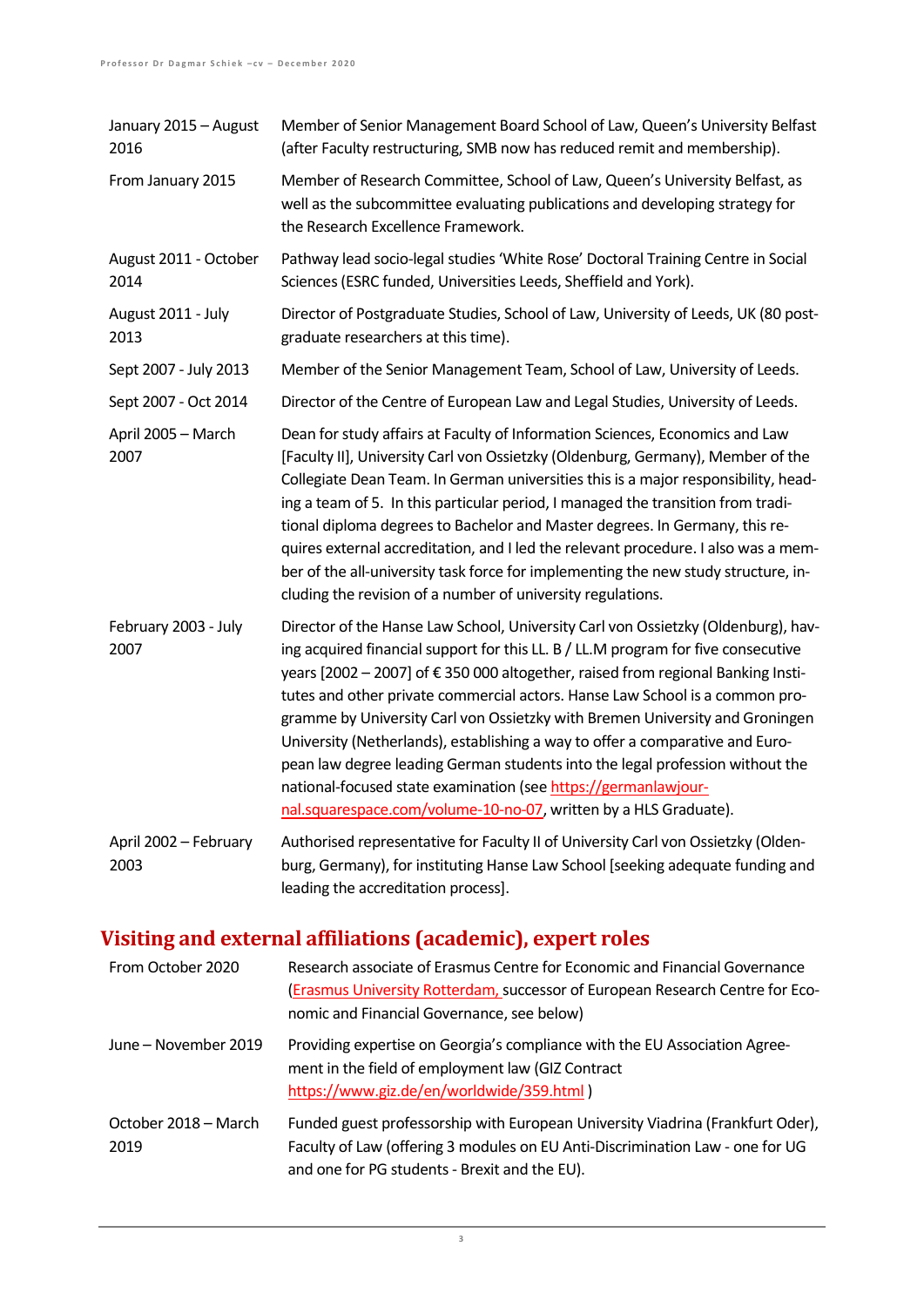| | |
|---|---|
| January 2015 – August 2016 | Member of Senior Management Board School of Law, Queen's University Belfast (after Faculty restructuring, SMB now has reduced remit and membership). |
| From January 2015 | Member of Research Committee, School of Law, Queen's University Belfast, as well as the subcommittee evaluating publications and developing strategy for the Research Excellence Framework. |
| August 2011 - October 2014 | Pathway lead socio-legal studies 'White Rose' Doctoral Training Centre in Social Sciences (ESRC funded, Universities Leeds, Sheffield and York). |
| August 2011 - July 2013 | Director of Postgraduate Studies, School of Law, University of Leeds, UK (80 post-graduate researchers at this time). |
| Sept 2007 - July 2013 | Member of the Senior Management Team, School of Law, University of Leeds. |
| Sept 2007 - Oct 2014 | Director of the Centre of European Law and Legal Studies, University of Leeds. |
| April 2005 – March 2007 | Dean for study affairs at Faculty of Information Sciences, Economics and Law [Faculty II], University Carl von Ossietzky (Oldenburg, Germany), Member of the Collegiate Dean Team. In German universities this is a major responsibility, heading a team of 5. In this particular period, I managed the transition from traditional diploma degrees to Bachelor and Master degrees. In Germany, this requires external accreditation, and I led the relevant procedure. I also was a member of the all-university task force for implementing the new study structure, including the revision of a number of university regulations. |
| February 2003 - July 2007 | Director of the Hanse Law School, University Carl von Ossietzky (Oldenburg), having acquired financial support for this LL. B / LL.M program for five consecutive years [2002 – 2007] of € 350 000 altogether, raised from regional Banking Institutes and other private commercial actors. Hanse Law School is a common programme by University Carl von Ossietzky with Bremen University and Groningen University (Netherlands), establishing a way to offer a comparative and European law degree leading German students into the legal profession without the national-focused state examination (see https://germanlawjournal.squarespace.com/volume-10-no-07, written by a HLS Graduate). |
| April 2002 – February 2003 | Authorised representative for Faculty II of University Carl von Ossietzky (Oldenburg, Germany), for instituting Hanse Law School [seeking adequate funding and leading the accreditation process]. |

## Visiting and external affiliations (academic), expert roles

| | |
|---|---|
| From October 2020 | Research associate of Erasmus Centre for Economic and Financial Governance (Erasmus University Rotterdam, successor of European Research Centre for Economic and Financial Governance, see below) |
| June – November 2019 | Providing expertise on Georgia's compliance with the EU Association Agreement in the field of employment law (GIZ Contract https://www.giz.de/en/worldwide/359.html ) |
| October 2018 – March 2019 | Funded guest professorship with European University Viadrina (Frankfurt Oder), Faculty of Law (offering 3 modules on EU Anti-Discrimination Law - one for UG and one for PG students - Brexit and the EU). |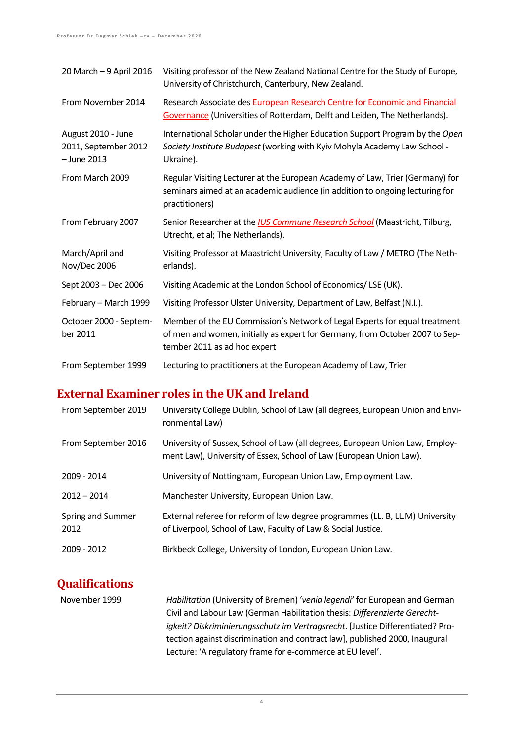| | |
|---|---|
| 20 March – 9 April 2016 | Visiting professor of the New Zealand National Centre for the Study of Europe, University of Christchurch, Canterbury, New Zealand. |
| From November 2014 | Research Associate des European Research Centre for Economic and Financial Governance (Universities of Rotterdam, Delft and Leiden, The Netherlands). |
| August 2010 - June 2011, September 2012 – June 2013 | International Scholar under the Higher Education Support Program by the *Open Society Institute Budapest* (working with Kyiv Mohyla Academy Law School - Ukraine). |
| From March 2009 | Regular Visiting Lecturer at the European Academy of Law, Trier (Germany) for seminars aimed at an academic audience (in addition to ongoing lecturing for practitioners) |
| From February 2007 | Senior Researcher at the *IUS Commune Research School* (Maastricht, Tilburg, Utrecht, et al; The Netherlands). |
| March/April and Nov/Dec 2006 | Visiting Professor at Maastricht University, Faculty of Law / METRO (The Netherlands). |
| Sept 2003 – Dec 2006 | Visiting Academic at the London School of Economics/ LSE (UK). |
| February – March 1999 | Visiting Professor Ulster University, Department of Law, Belfast (N.I.). |
| October 2000 - September 2011 | Member of the EU Commission's Network of Legal Experts for equal treatment of men and women, initially as expert for Germany, from October 2007 to September 2011 as ad hoc expert |
| From September 1999 | Lecturing to practitioners at the European Academy of Law, Trier |

## External Examiner roles in the UK and Ireland

| | |
|---|---|
| From September 2019 | University College Dublin, School of Law (all degrees, European Union and Environmental Law) |
| From September 2016 | University of Sussex, School of Law (all degrees, European Union Law, Employment Law), University of Essex, School of Law (European Union Law). |
| 2009 - 2014 | University of Nottingham, European Union Law, Employment Law. |
| 2012 – 2014 | Manchester University, European Union Law. |
| Spring and Summer 2012 | External referee for reform of law degree programmes (LL. B, LL.M) University of Liverpool, School of Law, Faculty of Law & Social Justice. |
| 2009 - 2012 | Birkbeck College, University of London, European Union Law. |

## Qualifications

| | |
|---|---|
| November 1999 | *Habilitation* (University of Bremen) '*venia legendi'* for European and German Civil and Labour Law (German Habilitation thesis: *Differenzierte Gerechtigkeit? Diskriminierungsschutz im Vertragsrecht*. [Justice Differentiated? Protection against discrimination and contract law], published 2000, Inaugural Lecture: 'A regulatory frame for e-commerce at EU level'. |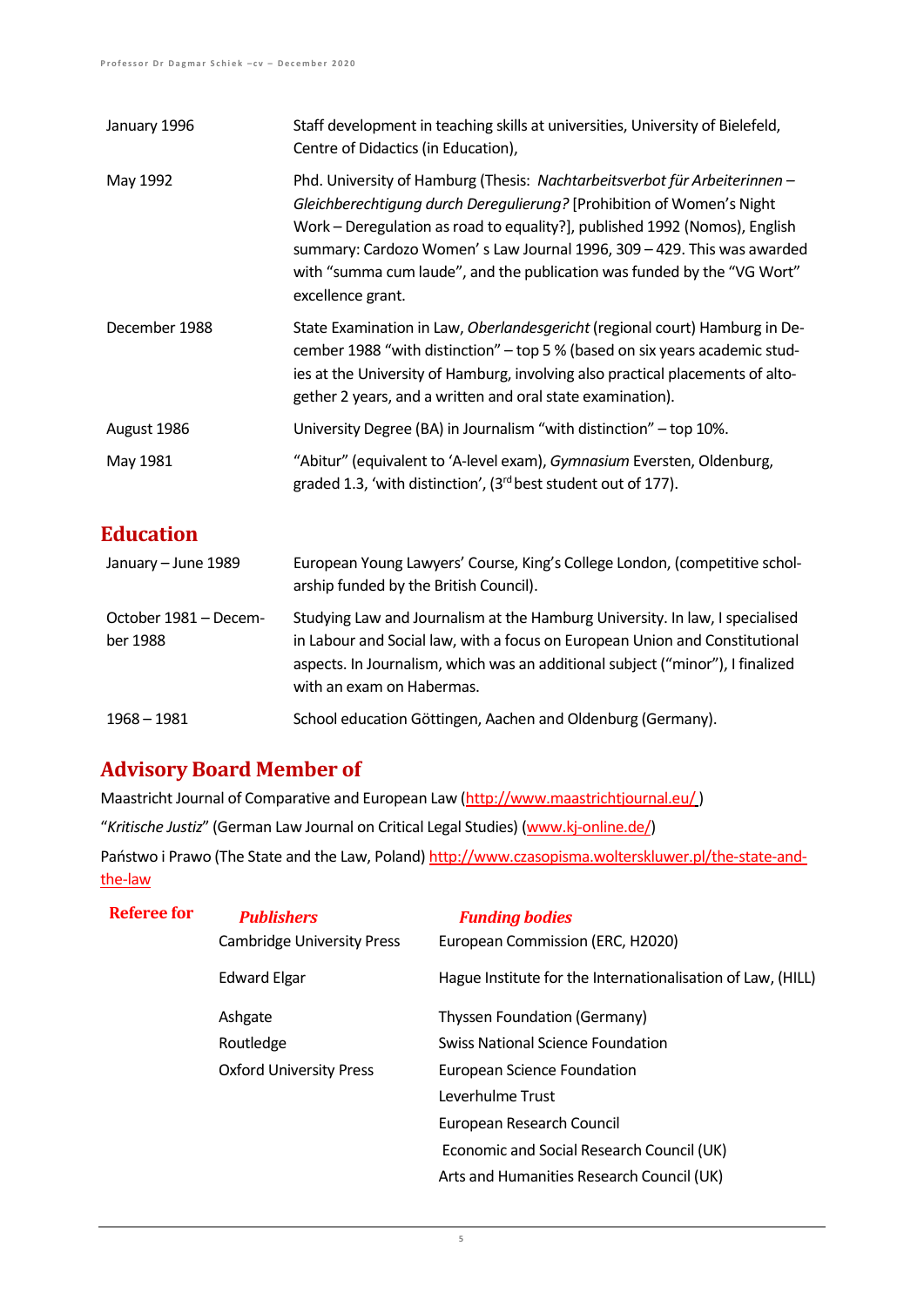| | |
|---|---|
| January 1996 | Staff development in teaching skills at universities, University of Bielefeld, Centre of Didactics (in Education), |
| May 1992 | Phd. University of Hamburg (Thesis: *Nachtarbeitsverbot für Arbeiterinnen – Gleichberechtigung durch Deregulierung?* [Prohibition of Women's Night Work – Deregulation as road to equality?], published 1992 (Nomos), English summary: Cardozo Women' s Law Journal 1996, 309 – 429. This was awarded with "summa cum laude", and the publication was funded by the "VG Wort" excellence grant. |
| December 1988 | State Examination in Law, *Oberlandesgericht* (regional court) Hamburg in December 1988 "with distinction" – top 5 % (based on six years academic studies at the University of Hamburg, involving also practical placements of altogether 2 years, and a written and oral state examination). |
| August 1986 | University Degree (BA) in Journalism "with distinction" – top 10%. |
| May 1981 | "Abitur" (equivalent to 'A-level exam), *Gymnasium* Eversten, Oldenburg, graded 1.3, 'with distinction', (3rd best student out of 177). |

## Education

| | |
|---|---|
| January – June 1989 | European Young Lawyers' Course, King's College London, (competitive scholarship funded by the British Council). |
| October 1981 – December 1988 | Studying Law and Journalism at the Hamburg University. In law, I specialised in Labour and Social law, with a focus on European Union and Constitutional aspects. In Journalism, which was an additional subject ("minor"), I finalized with an exam on Habermas. |
| 1968 – 1981 | School education Göttingen, Aachen and Oldenburg (Germany). |

## Advisory Board Member of

Maastricht Journal of Comparative and European Law (http://www.maastrichtjournal.eu/ )

"*Kritische Justiz*" (German Law Journal on Critical Legal Studies) (www.kj-online.de/)

Państwo i Prawo (The State and the Law, Poland) http://www.czasopisma.wolterskluwer.pl/the-state-and-the-law

## Referee for

| *Publishers* | *Funding bodies* |
|---|---|
| Cambridge University Press | European Commission (ERC, H2020) |
| Edward Elgar | Hague Institute for the Internationalisation of Law, (HILL) |
| Ashgate | Thyssen Foundation (Germany) |
| Routledge | Swiss National Science Foundation |
| Oxford University Press | European Science Foundation |
| | Leverhulme Trust |
| | European Research Council |
| | Economic and Social Research Council (UK) |
| | Arts and Humanities Research Council (UK) |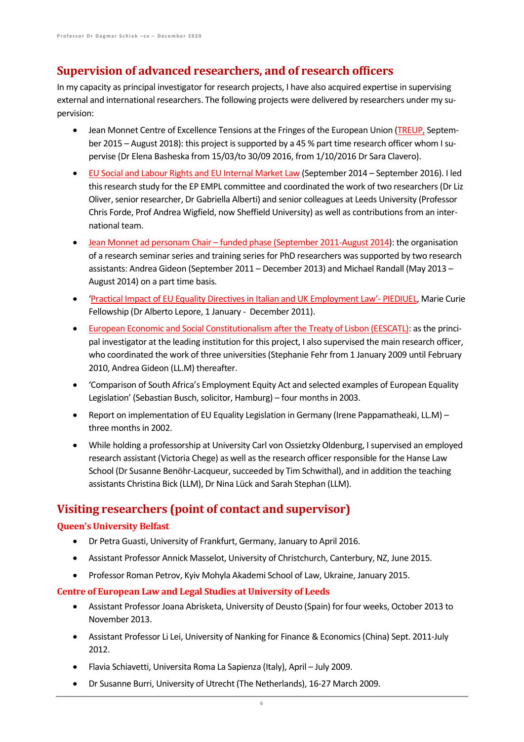## Supervision of advanced researchers, and of research officers

In my capacity as principal investigator for research projects, I have also acquired expertise in supervising external and international researchers. The following projects were delivered by researchers under my supervision:

- Jean Monnet Centre of Excellence Tensions at the Fringes of the European Union (TREUP, September 2015 – August 2018): this project is supported by a 45 % part time research officer whom I supervise (Dr Elena Basheska from 15/03/to 30/09 2016, from 1/10/2016 Dr Sara Clavero).
- EU Social and Labour Rights and EU Internal Market Law (September 2014 – September 2016). I led this research study for the EP EMPL committee and coordinated the work of two researchers (Dr Liz Oliver, senior researcher, Dr Gabriella Alberti) and senior colleagues at Leeds University (Professor Chris Forde, Prof Andrea Wigfield, now Sheffield University) as well as contributions from an international team.
- Jean Monnet ad personam Chair – funded phase (September 2011-August 2014): the organisation of a research seminar series and training series for PhD researchers was supported by two research assistants: Andrea Gideon (September 2011 – December 2013) and Michael Randall (May 2013 – August 2014) on a part time basis.
- 'Practical Impact of EU Equality Directives in Italian and UK Employment Law'- PIEDIUEL, Marie Curie Fellowship (Dr Alberto Lepore, 1 January - December 2011).
- European Economic and Social Constitutionalism after the Treaty of Lisbon (EESCATL): as the principal investigator at the leading institution for this project, I also supervised the main research officer, who coordinated the work of three universities (Stephanie Fehr from 1 January 2009 until February 2010, Andrea Gideon (LL.M) thereafter.
- 'Comparison of South Africa's Employment Equity Act and selected examples of European Equality Legislation' (Sebastian Busch, solicitor, Hamburg) – four months in 2003.
- Report on implementation of EU Equality Legislation in Germany (Irene Pappamatheaki, LL.M) – three months in 2002.
- While holding a professorship at University Carl von Ossietzky Oldenburg, I supervised an employed research assistant (Victoria Chege) as well as the research officer responsible for the Hanse Law School (Dr Susanne Benöhr-Lacqueur, succeeded by Tim Schwithal), and in addition the teaching assistants Christina Bick (LLM), Dr Nina Lück and Sarah Stephan (LLM).

## Visiting researchers (point of contact and supervisor)

### Queen's University Belfast

- Dr Petra Guasti, University of Frankfurt, Germany, January to April 2016.
- Assistant Professor Annick Masselot, University of Christchurch, Canterbury, NZ, June 2015.
- Professor Roman Petrov, Kyiv Mohyla Akademi School of Law, Ukraine, January 2015.

### Centre of European Law and Legal Studies at University of Leeds

- Assistant Professor Joana Abrisketa, University of Deusto (Spain) for four weeks, October 2013 to November 2013.
- Assistant Professor Li Lei, University of Nanking for Finance & Economics (China) Sept. 2011-July 2012.
- Flavia Schiavetti, Universita Roma La Sapienza (Italy), April – July 2009.
- Dr Susanne Burri, University of Utrecht (The Netherlands), 16-27 March 2009.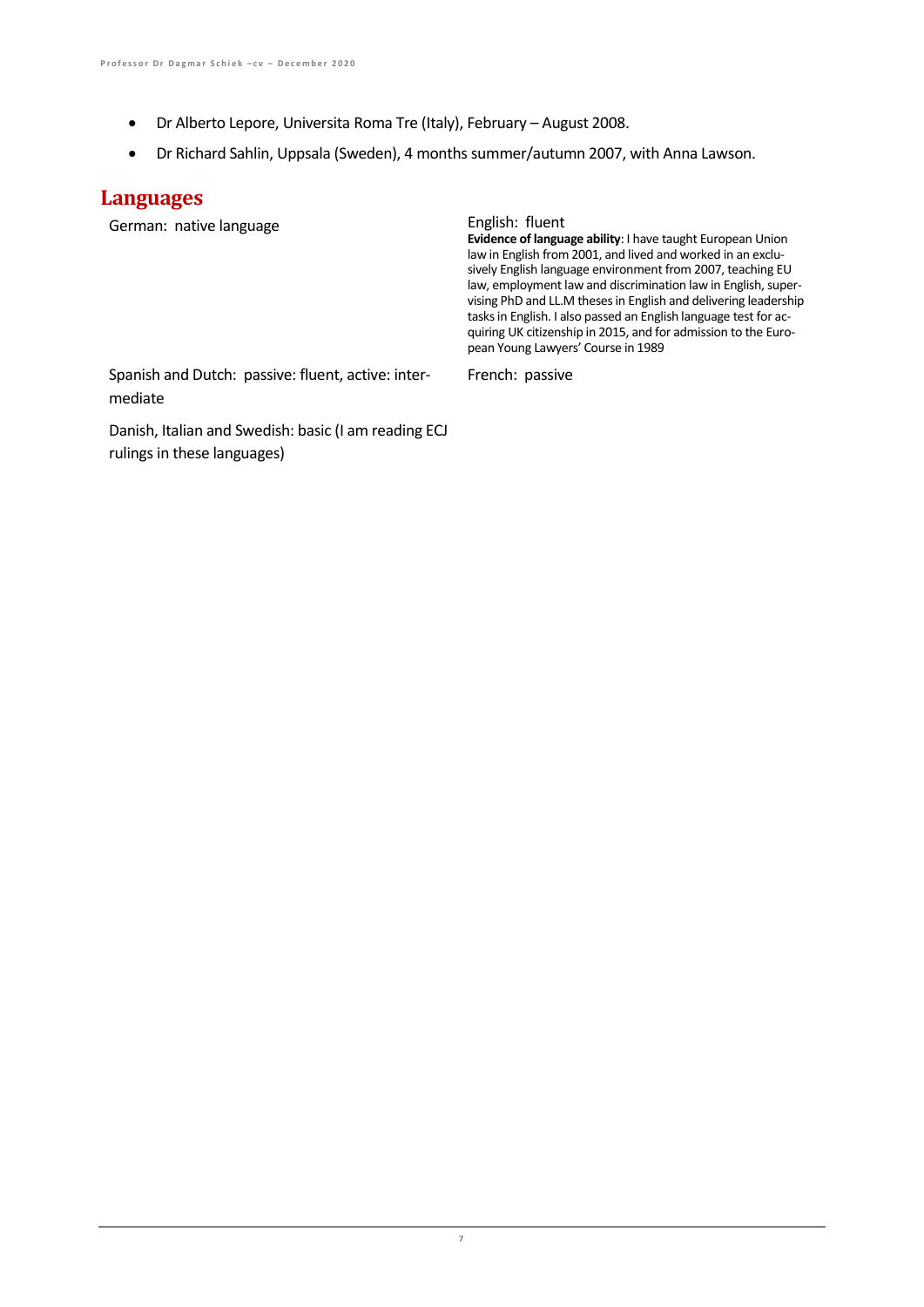- Dr Alberto Lepore, Universita Roma Tre (Italy), February – August 2008.
- Dr Richard Sahlin, Uppsala (Sweden), 4 months summer/autumn 2007, with Anna Lawson.

## Languages

German: native language

English: fluent

**Evidence of language ability**: I have taught European Union law in English from 2001, and lived and worked in an exclusively English language environment from 2007, teaching EU law, employment law and discrimination law in English, supervising PhD and LL.M theses in English and delivering leadership tasks in English. I also passed an English language test for acquiring UK citizenship in 2015, and for admission to the European Young Lawyers' Course in 1989

Spanish and Dutch: passive: fluent, active: intermediate

French: passive

Danish, Italian and Swedish: basic (I am reading ECJ rulings in these languages)